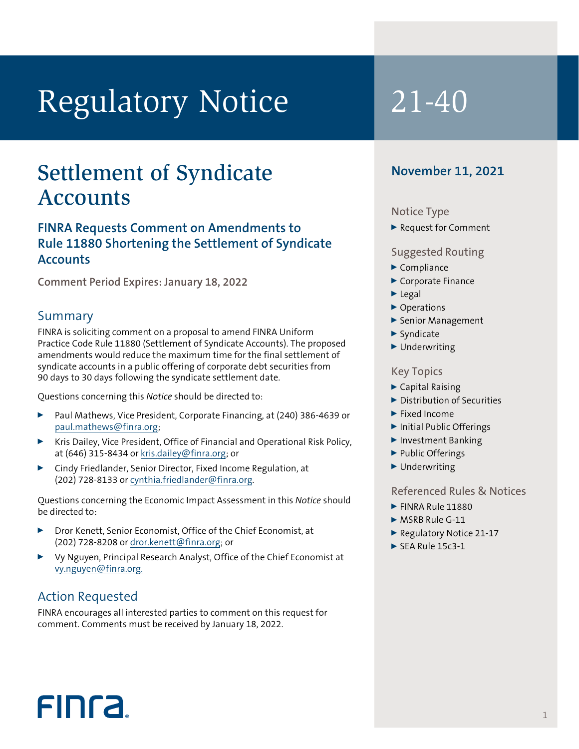# Regulatory Notice 21-40

## Settlement of Syndicate Accounts

### FINRA Requests Comment on Amendments to Rule 11880 Shortening the Settlement of Syndicate Accounts

**Comment Period Expires: January 18, 2022**

## Summary

FINRA is soliciting comment on a proposal to amend FINRA Uniform Practice Code Rule 11880 (Settlement of Syndicate Accounts). The proposed amendments would reduce the maximum time for the final settlement of syndicate accounts in a public offering of corporate debt securities from 90 days to 30 days following the syndicate settlement date.

Questions concerning this *Notice* should be directed to:

- Paul Mathews, Vice President, Corporate Financing, at (240) 386-4639 or paul.mathews@finra.org;
- Kris Dailey, Vice President, Office of Financial and Operational Risk Policy, at (646) 315-8434 or kris.dailey@finra.org; or
- Cindy Friedlander, Senior Director, Fixed Income Regulation, at (202) 728-8133 or cynthia.friedlander@finra.org.

Questions concerning the Economic Impact Assessment in this *Notice* should be directed to:

- Dror Kenett, Senior Economist, Office of the Chief Economist, at (202) 728-8208 or dror.kenett@finra.org; or
- Vy Nguyen, Principal Research Analyst, Office of the Chief Economist at vy.nguyen@finra.org.

## Action Requested

FINRA encourages all interested parties to comment on this request for comment. Comments must be received by January 18, 2022.

**November 11, 2021**

### Notice Type

- Request for Comment

### Suggested Routing

- Compliance
- Corporate Finance
- Legal
- Operations
- Senior Management
- Syndicate
- Underwriting

### Key Topics

- Capital Raising
- Distribution of Securities
- Fixed Income
- Initial Public Offerings
- Investment Banking
- Public Offerings
- Underwriting

### Referenced Rules & Notices

- FINRA Rule 11880
- MSRB Rule G-11
- Regulatory Notice 21-17
- SEA Rule 15c3-1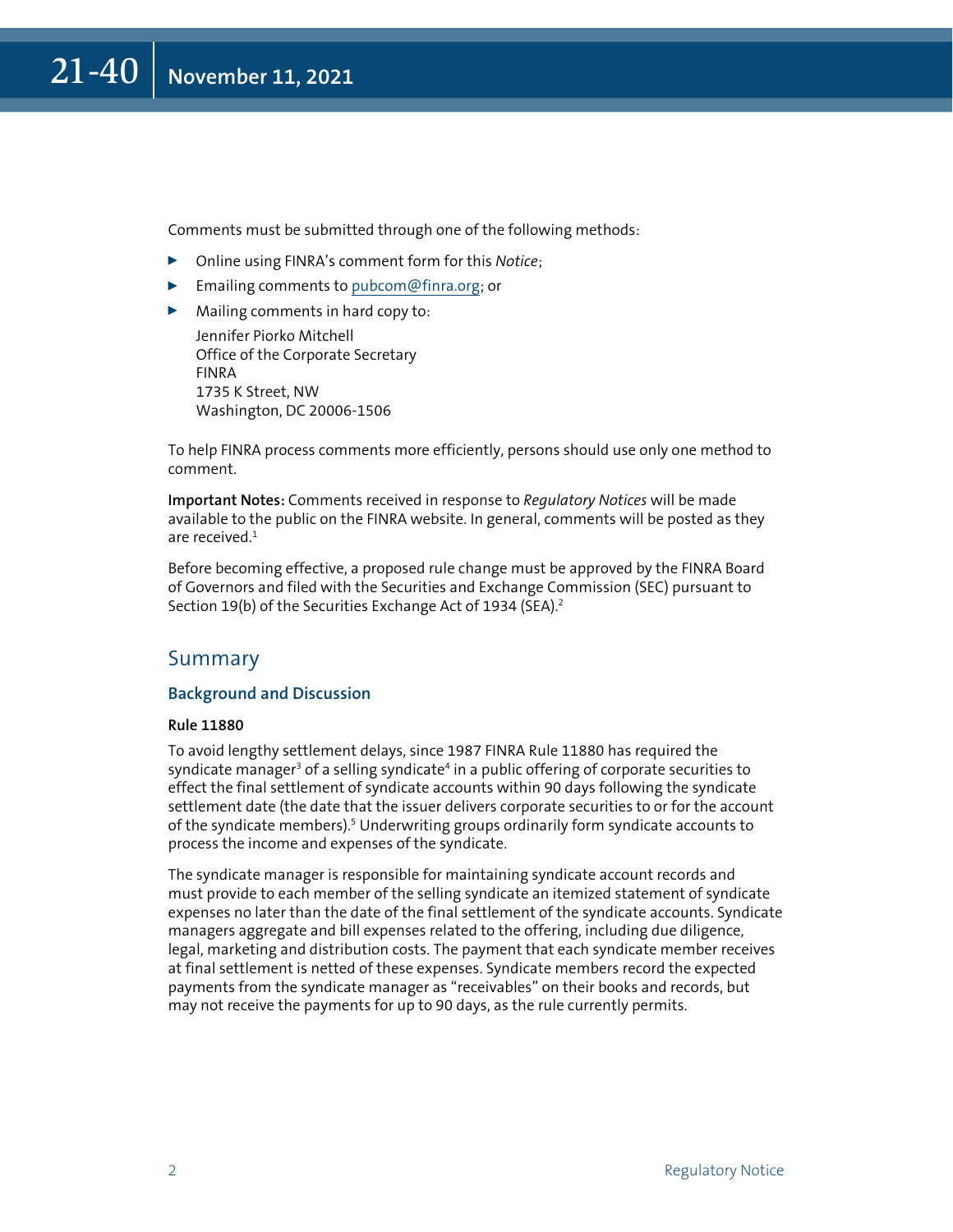Comments must be submitted through one of the following methods:

- Online using FINRA's comment form for this *Notice*;
- Emailing comments to pubcom@finra.org; or
- Mailing comments in hard copy to:

  Jennifer Piorko Mitchell
  Office of the Corporate Secretary
  FINRA
  1735 K Street, NW
  Washington, DC 20006-1506

To help FINRA process comments more efficiently, persons should use only one method to comment.

**Important Notes:** Comments received in response to *Regulatory Notices* will be made available to the public on the FINRA website. In general, comments will be posted as they are received.[1]

Before becoming effective, a proposed rule change must be approved by the FINRA Board of Governors and filed with the Securities and Exchange Commission (SEC) pursuant to Section 19(b) of the Securities Exchange Act of 1934 (SEA).[2]

## Summary

### Background and Discussion

#### Rule 11880

To avoid lengthy settlement delays, since 1987 FINRA Rule 11880 has required the syndicate manager[3] of a selling syndicate[4] in a public offering of corporate securities to effect the final settlement of syndicate accounts within 90 days following the syndicate settlement date (the date that the issuer delivers corporate securities to or for the account of the syndicate members).[5] Underwriting groups ordinarily form syndicate accounts to process the income and expenses of the syndicate.

The syndicate manager is responsible for maintaining syndicate account records and must provide to each member of the selling syndicate an itemized statement of syndicate expenses no later than the date of the final settlement of the syndicate accounts. Syndicate managers aggregate and bill expenses related to the offering, including due diligence, legal, marketing and distribution costs. The payment that each syndicate member receives at final settlement is netted of these expenses. Syndicate members record the expected payments from the syndicate manager as "receivables" on their books and records, but may not receive the payments for up to 90 days, as the rule currently permits.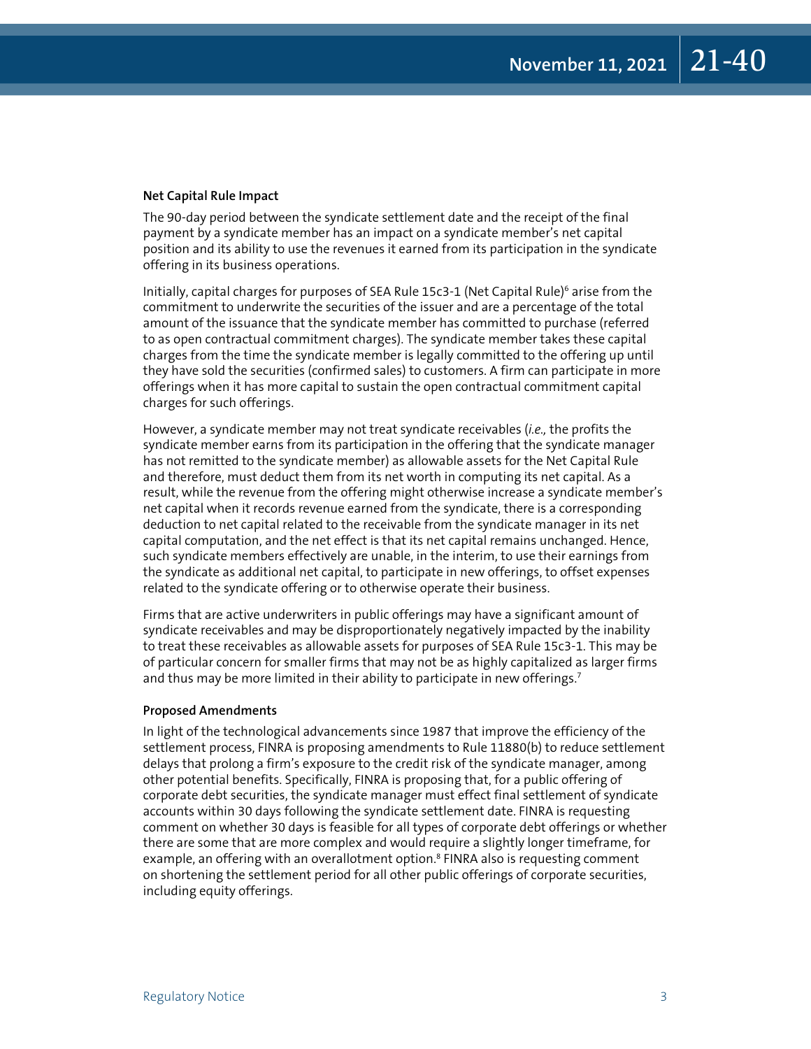**Net Capital Rule Impact**

The 90-day period between the syndicate settlement date and the receipt of the final payment by a syndicate member has an impact on a syndicate member's net capital position and its ability to use the revenues it earned from its participation in the syndicate offering in its business operations.

Initially, capital charges for purposes of SEA Rule 15c3-1 (Net Capital Rule)[6] arise from the commitment to underwrite the securities of the issuer and are a percentage of the total amount of the issuance that the syndicate member has committed to purchase (referred to as open contractual commitment charges). The syndicate member takes these capital charges from the time the syndicate member is legally committed to the offering up until they have sold the securities (confirmed sales) to customers. A firm can participate in more offerings when it has more capital to sustain the open contractual commitment capital charges for such offerings.

However, a syndicate member may not treat syndicate receivables (*i.e.,* the profits the syndicate member earns from its participation in the offering that the syndicate manager has not remitted to the syndicate member) as allowable assets for the Net Capital Rule and therefore, must deduct them from its net worth in computing its net capital. As a result, while the revenue from the offering might otherwise increase a syndicate member's net capital when it records revenue earned from the syndicate, there is a corresponding deduction to net capital related to the receivable from the syndicate manager in its net capital computation, and the net effect is that its net capital remains unchanged. Hence, such syndicate members effectively are unable, in the interim, to use their earnings from the syndicate as additional net capital, to participate in new offerings, to offset expenses related to the syndicate offering or to otherwise operate their business.

Firms that are active underwriters in public offerings may have a significant amount of syndicate receivables and may be disproportionately negatively impacted by the inability to treat these receivables as allowable assets for purposes of SEA Rule 15c3-1. This may be of particular concern for smaller firms that may not be as highly capitalized as larger firms and thus may be more limited in their ability to participate in new offerings.[7]

**Proposed Amendments**

In light of the technological advancements since 1987 that improve the efficiency of the settlement process, FINRA is proposing amendments to Rule 11880(b) to reduce settlement delays that prolong a firm's exposure to the credit risk of the syndicate manager, among other potential benefits. Specifically, FINRA is proposing that, for a public offering of corporate debt securities, the syndicate manager must effect final settlement of syndicate accounts within 30 days following the syndicate settlement date. FINRA is requesting comment on whether 30 days is feasible for all types of corporate debt offerings or whether there are some that are more complex and would require a slightly longer timeframe, for example, an offering with an overallotment option.[8] FINRA also is requesting comment on shortening the settlement period for all other public offerings of corporate securities, including equity offerings.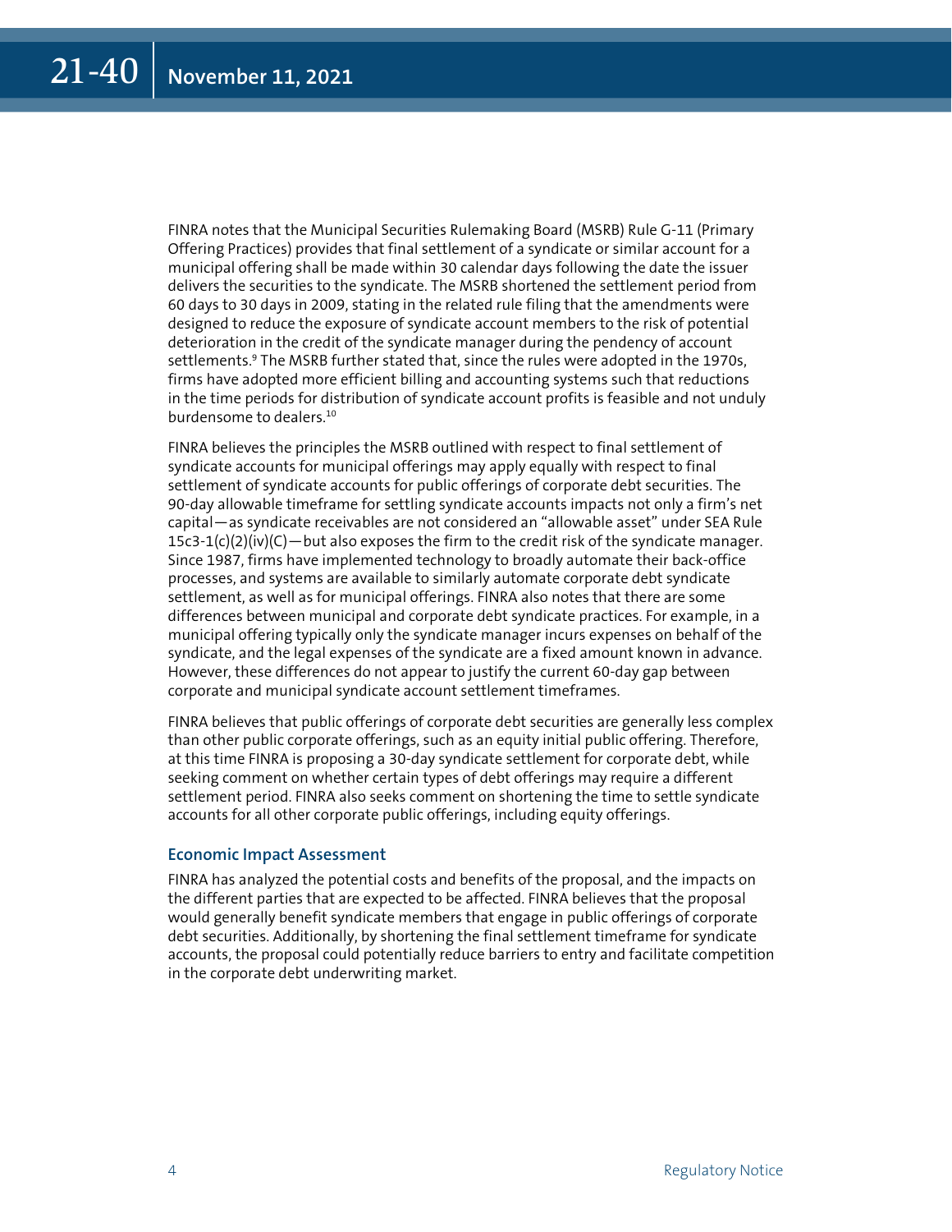FINRA notes that the Municipal Securities Rulemaking Board (MSRB) Rule G-11 (Primary Offering Practices) provides that final settlement of a syndicate or similar account for a municipal offering shall be made within 30 calendar days following the date the issuer delivers the securities to the syndicate. The MSRB shortened the settlement period from 60 days to 30 days in 2009, stating in the related rule filing that the amendments were designed to reduce the exposure of syndicate account members to the risk of potential deterioration in the credit of the syndicate manager during the pendency of account settlements.[9] The MSRB further stated that, since the rules were adopted in the 1970s, firms have adopted more efficient billing and accounting systems such that reductions in the time periods for distribution of syndicate account profits is feasible and not unduly burdensome to dealers.[10]

FINRA believes the principles the MSRB outlined with respect to final settlement of syndicate accounts for municipal offerings may apply equally with respect to final settlement of syndicate accounts for public offerings of corporate debt securities. The 90-day allowable timeframe for settling syndicate accounts impacts not only a firm's net capital—as syndicate receivables are not considered an "allowable asset" under SEA Rule 15c3-1(c)(2)(iv)(C)—but also exposes the firm to the credit risk of the syndicate manager. Since 1987, firms have implemented technology to broadly automate their back-office processes, and systems are available to similarly automate corporate debt syndicate settlement, as well as for municipal offerings. FINRA also notes that there are some differences between municipal and corporate debt syndicate practices. For example, in a municipal offering typically only the syndicate manager incurs expenses on behalf of the syndicate, and the legal expenses of the syndicate are a fixed amount known in advance. However, these differences do not appear to justify the current 60-day gap between corporate and municipal syndicate account settlement timeframes.

FINRA believes that public offerings of corporate debt securities are generally less complex than other public corporate offerings, such as an equity initial public offering. Therefore, at this time FINRA is proposing a 30-day syndicate settlement for corporate debt, while seeking comment on whether certain types of debt offerings may require a different settlement period. FINRA also seeks comment on shortening the time to settle syndicate accounts for all other corporate public offerings, including equity offerings.

### Economic Impact Assessment

FINRA has analyzed the potential costs and benefits of the proposal, and the impacts on the different parties that are expected to be affected. FINRA believes that the proposal would generally benefit syndicate members that engage in public offerings of corporate debt securities. Additionally, by shortening the final settlement timeframe for syndicate accounts, the proposal could potentially reduce barriers to entry and facilitate competition in the corporate debt underwriting market.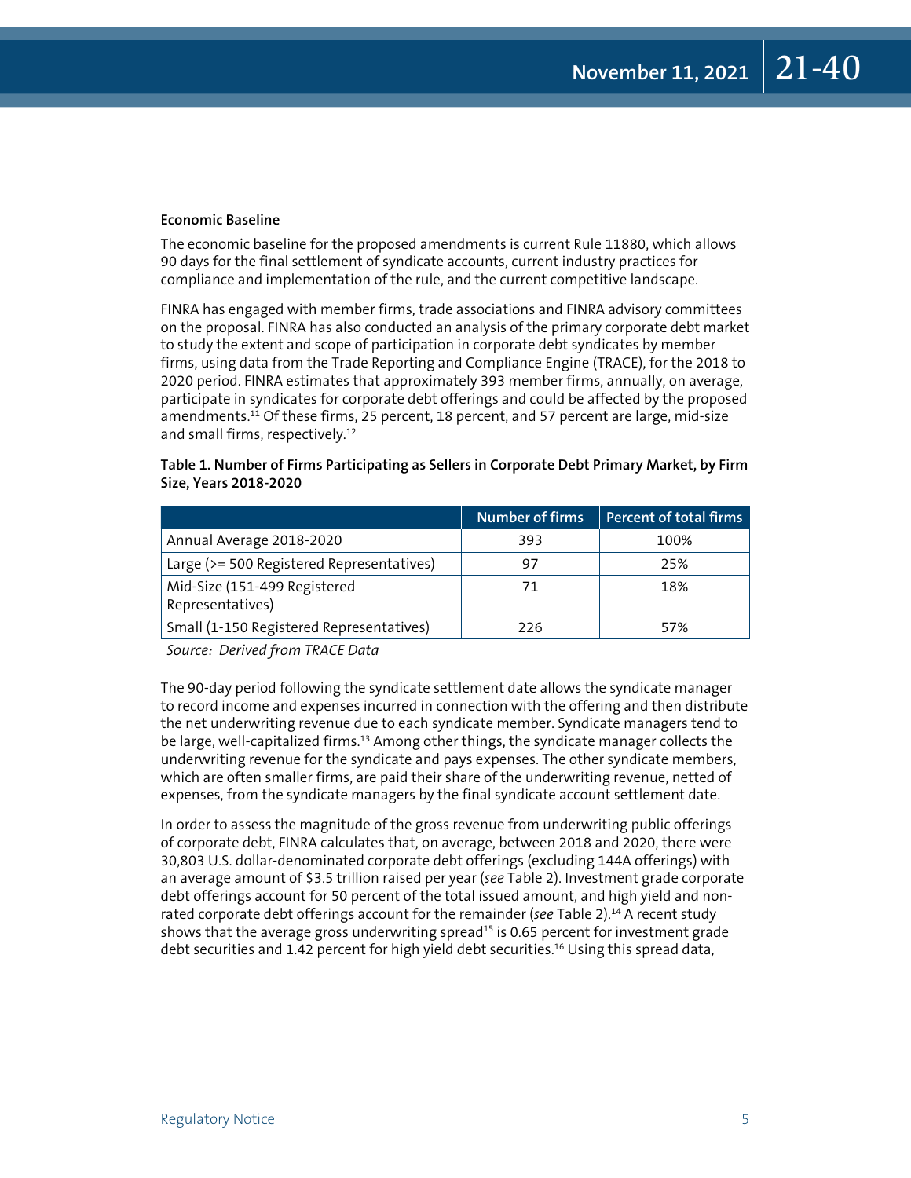### Economic Baseline

The economic baseline for the proposed amendments is current Rule 11880, which allows 90 days for the final settlement of syndicate accounts, current industry practices for compliance and implementation of the rule, and the current competitive landscape.

FINRA has engaged with member firms, trade associations and FINRA advisory committees on the proposal. FINRA has also conducted an analysis of the primary corporate debt market to study the extent and scope of participation in corporate debt syndicates by member firms, using data from the Trade Reporting and Compliance Engine (TRACE), for the 2018 to 2020 period. FINRA estimates that approximately 393 member firms, annually, on average, participate in syndicates for corporate debt offerings and could be affected by the proposed amendments.[11] Of these firms, 25 percent, 18 percent, and 57 percent are large, mid-size and small firms, respectively.[12]

**Table 1. Number of Firms Participating as Sellers in Corporate Debt Primary Market, by Firm Size, Years 2018-2020**

| | Number of firms | Percent of total firms |
|---|---|---|
| Annual Average 2018-2020 | 393 | 100% |
| Large (>= 500 Registered Representatives) | 97 | 25% |
| Mid-Size (151-499 Registered Representatives) | 71 | 18% |
| Small (1-150 Registered Representatives) | 226 | 57% |

*Source: Derived from TRACE Data*

The 90-day period following the syndicate settlement date allows the syndicate manager to record income and expenses incurred in connection with the offering and then distribute the net underwriting revenue due to each syndicate member. Syndicate managers tend to be large, well-capitalized firms.[13] Among other things, the syndicate manager collects the underwriting revenue for the syndicate and pays expenses. The other syndicate members, which are often smaller firms, are paid their share of the underwriting revenue, netted of expenses, from the syndicate managers by the final syndicate account settlement date.

In order to assess the magnitude of the gross revenue from underwriting public offerings of corporate debt, FINRA calculates that, on average, between 2018 and 2020, there were 30,803 U.S. dollar-denominated corporate debt offerings (excluding 144A offerings) with an average amount of $3.5 trillion raised per year (*see* Table 2). Investment grade corporate debt offerings account for 50 percent of the total issued amount, and high yield and non-rated corporate debt offerings account for the remainder (*see* Table 2).[14] A recent study shows that the average gross underwriting spread[15] is 0.65 percent for investment grade debt securities and 1.42 percent for high yield debt securities.[16] Using this spread data,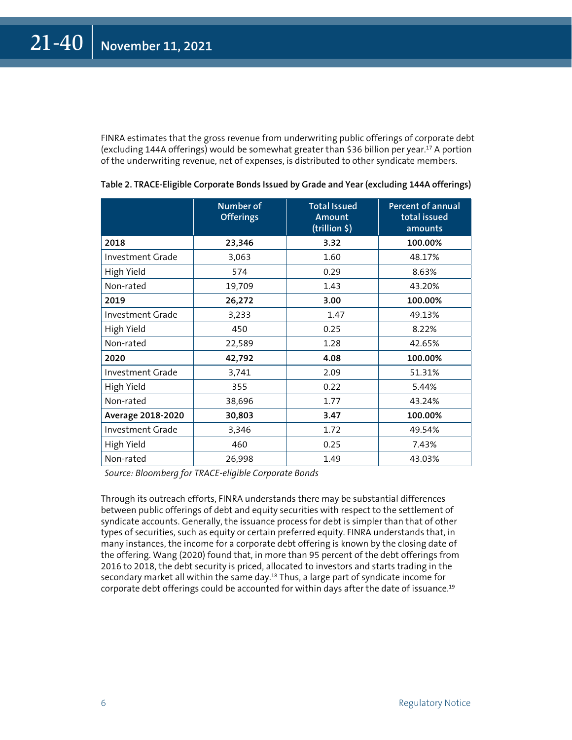FINRA estimates that the gross revenue from underwriting public offerings of corporate debt (excluding 144A offerings) would be somewhat greater than $36 billion per year.[17] A portion of the underwriting revenue, net of expenses, is distributed to other syndicate members.

**Table 2. TRACE-Eligible Corporate Bonds Issued by Grade and Year (excluding 144A offerings)**

| | Number of Offerings | Total Issued Amount (trillion $) | Percent of annual total issued amounts |
|---|---|---|---|
| **2018** | **23,346** | **3.32** | **100.00%** |
| Investment Grade | 3,063 | 1.60 | 48.17% |
| High Yield | 574 | 0.29 | 8.63% |
| Non-rated | 19,709 | 1.43 | 43.20% |
| **2019** | **26,272** | **3.00** | **100.00%** |
| Investment Grade | 3,233 | 1.47 | 49.13% |
| High Yield | 450 | 0.25 | 8.22% |
| Non-rated | 22,589 | 1.28 | 42.65% |
| **2020** | **42,792** | **4.08** | **100.00%** |
| Investment Grade | 3,741 | 2.09 | 51.31% |
| High Yield | 355 | 0.22 | 5.44% |
| Non-rated | 38,696 | 1.77 | 43.24% |
| **Average 2018-2020** | **30,803** | **3.47** | **100.00%** |
| Investment Grade | 3,346 | 1.72 | 49.54% |
| High Yield | 460 | 0.25 | 7.43% |
| Non-rated | 26,998 | 1.49 | 43.03% |

*Source: Bloomberg for TRACE-eligible Corporate Bonds*

Through its outreach efforts, FINRA understands there may be substantial differences between public offerings of debt and equity securities with respect to the settlement of syndicate accounts. Generally, the issuance process for debt is simpler than that of other types of securities, such as equity or certain preferred equity. FINRA understands that, in many instances, the income for a corporate debt offering is known by the closing date of the offering. Wang (2020) found that, in more than 95 percent of the debt offerings from 2016 to 2018, the debt security is priced, allocated to investors and starts trading in the secondary market all within the same day.[18] Thus, a large part of syndicate income for corporate debt offerings could be accounted for within days after the date of issuance.[19]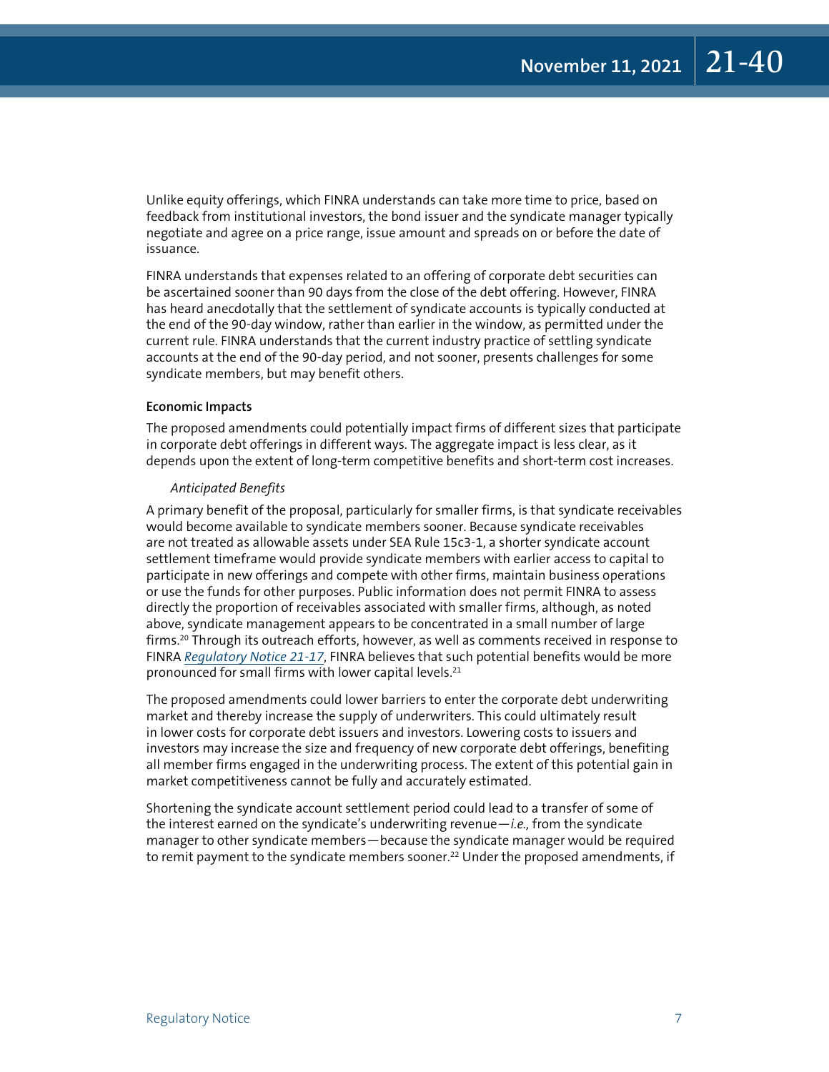Unlike equity offerings, which FINRA understands can take more time to price, based on feedback from institutional investors, the bond issuer and the syndicate manager typically negotiate and agree on a price range, issue amount and spreads on or before the date of issuance.

FINRA understands that expenses related to an offering of corporate debt securities can be ascertained sooner than 90 days from the close of the debt offering. However, FINRA has heard anecdotally that the settlement of syndicate accounts is typically conducted at the end of the 90-day window, rather than earlier in the window, as permitted under the current rule. FINRA understands that the current industry practice of settling syndicate accounts at the end of the 90-day period, and not sooner, presents challenges for some syndicate members, but may benefit others.

**Economic Impacts**

The proposed amendments could potentially impact firms of different sizes that participate in corporate debt offerings in different ways. The aggregate impact is less clear, as it depends upon the extent of long-term competitive benefits and short-term cost increases.

*Anticipated Benefits*

A primary benefit of the proposal, particularly for smaller firms, is that syndicate receivables would become available to syndicate members sooner. Because syndicate receivables are not treated as allowable assets under SEA Rule 15c3-1, a shorter syndicate account settlement timeframe would provide syndicate members with earlier access to capital to participate in new offerings and compete with other firms, maintain business operations or use the funds for other purposes. Public information does not permit FINRA to assess directly the proportion of receivables associated with smaller firms, although, as noted above, syndicate management appears to be concentrated in a small number of large firms.[20] Through its outreach efforts, however, as well as comments received in response to FINRA *Regulatory Notice 21-17*, FINRA believes that such potential benefits would be more pronounced for small firms with lower capital levels.[21]

The proposed amendments could lower barriers to enter the corporate debt underwriting market and thereby increase the supply of underwriters. This could ultimately result in lower costs for corporate debt issuers and investors. Lowering costs to issuers and investors may increase the size and frequency of new corporate debt offerings, benefiting all member firms engaged in the underwriting process. The extent of this potential gain in market competitiveness cannot be fully and accurately estimated.

Shortening the syndicate account settlement period could lead to a transfer of some of the interest earned on the syndicate's underwriting revenue—*i.e.,* from the syndicate manager to other syndicate members—because the syndicate manager would be required to remit payment to the syndicate members sooner.[22] Under the proposed amendments, if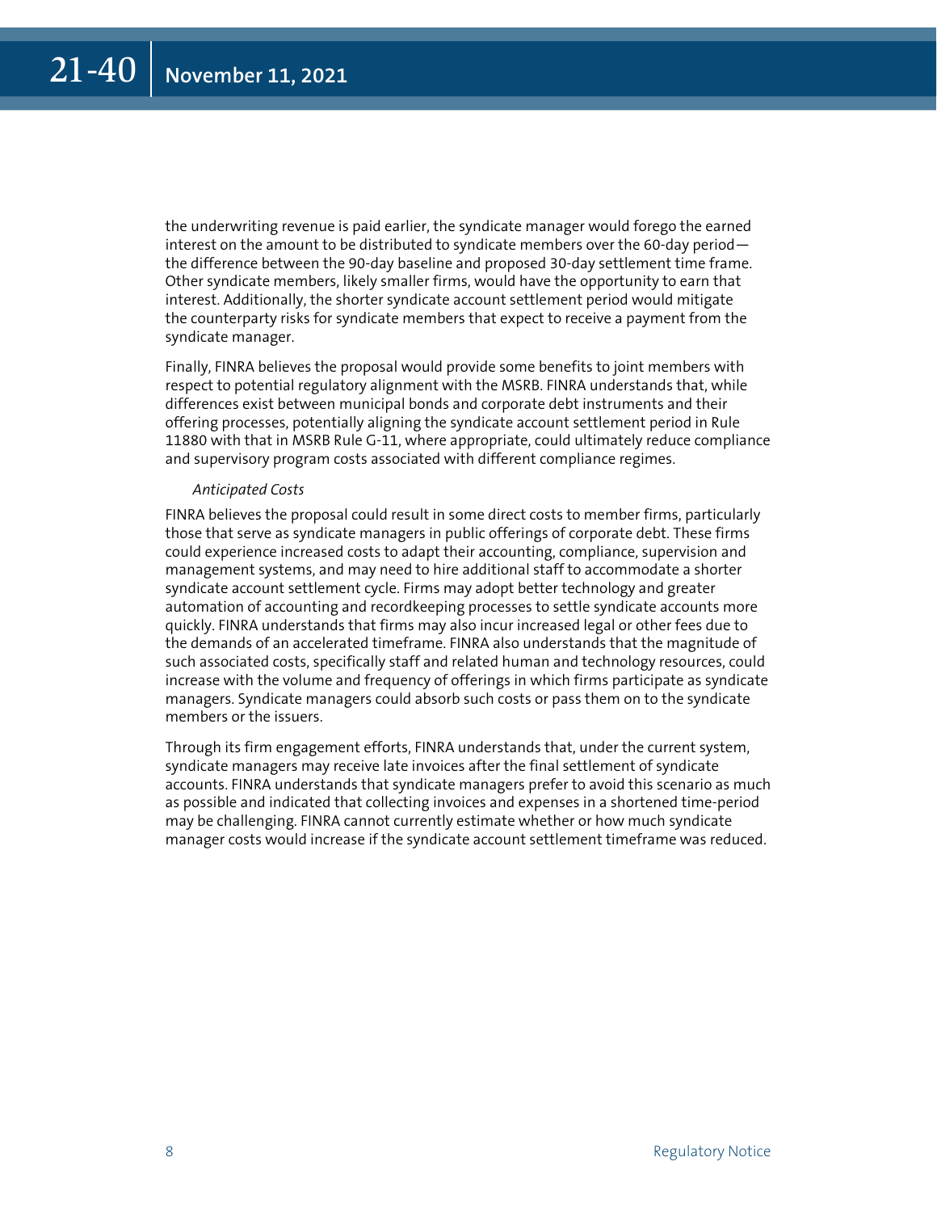the underwriting revenue is paid earlier, the syndicate manager would forego the earned interest on the amount to be distributed to syndicate members over the 60-day period—the difference between the 90-day baseline and proposed 30-day settlement time frame. Other syndicate members, likely smaller firms, would have the opportunity to earn that interest. Additionally, the shorter syndicate account settlement period would mitigate the counterparty risks for syndicate members that expect to receive a payment from the syndicate manager.

Finally, FINRA believes the proposal would provide some benefits to joint members with respect to potential regulatory alignment with the MSRB. FINRA understands that, while differences exist between municipal bonds and corporate debt instruments and their offering processes, potentially aligning the syndicate account settlement period in Rule 11880 with that in MSRB Rule G-11, where appropriate, could ultimately reduce compliance and supervisory program costs associated with different compliance regimes.

*Anticipated Costs*

FINRA believes the proposal could result in some direct costs to member firms, particularly those that serve as syndicate managers in public offerings of corporate debt. These firms could experience increased costs to adapt their accounting, compliance, supervision and management systems, and may need to hire additional staff to accommodate a shorter syndicate account settlement cycle. Firms may adopt better technology and greater automation of accounting and recordkeeping processes to settle syndicate accounts more quickly. FINRA understands that firms may also incur increased legal or other fees due to the demands of an accelerated timeframe. FINRA also understands that the magnitude of such associated costs, specifically staff and related human and technology resources, could increase with the volume and frequency of offerings in which firms participate as syndicate managers. Syndicate managers could absorb such costs or pass them on to the syndicate members or the issuers.

Through its firm engagement efforts, FINRA understands that, under the current system, syndicate managers may receive late invoices after the final settlement of syndicate accounts. FINRA understands that syndicate managers prefer to avoid this scenario as much as possible and indicated that collecting invoices and expenses in a shortened time-period may be challenging. FINRA cannot currently estimate whether or how much syndicate manager costs would increase if the syndicate account settlement timeframe was reduced.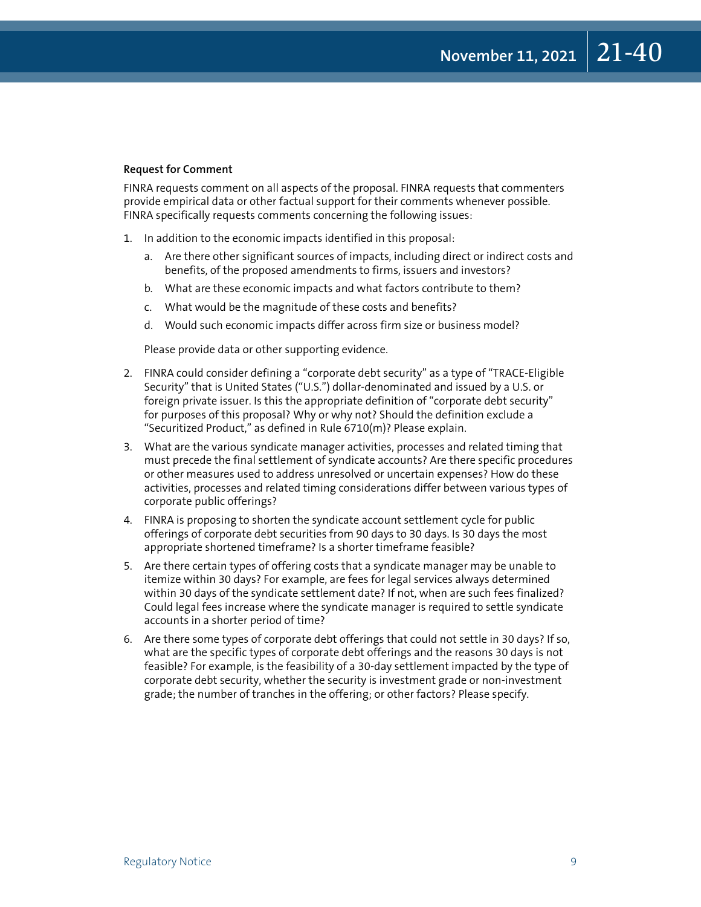**Request for Comment**

FINRA requests comment on all aspects of the proposal. FINRA requests that commenters provide empirical data or other factual support for their comments whenever possible. FINRA specifically requests comments concerning the following issues:

1. In addition to the economic impacts identified in this proposal:
   a. Are there other significant sources of impacts, including direct or indirect costs and benefits, of the proposed amendments to firms, issuers and investors?
   b. What are these economic impacts and what factors contribute to them?
   c. What would be the magnitude of these costs and benefits?
   d. Would such economic impacts differ across firm size or business model?

   Please provide data or other supporting evidence.

2. FINRA could consider defining a "corporate debt security" as a type of "TRACE-Eligible Security" that is United States ("U.S.") dollar-denominated and issued by a U.S. or foreign private issuer. Is this the appropriate definition of "corporate debt security" for purposes of this proposal? Why or why not? Should the definition exclude a "Securitized Product," as defined in Rule 6710(m)? Please explain.
3. What are the various syndicate manager activities, processes and related timing that must precede the final settlement of syndicate accounts? Are there specific procedures or other measures used to address unresolved or uncertain expenses? How do these activities, processes and related timing considerations differ between various types of corporate public offerings?
4. FINRA is proposing to shorten the syndicate account settlement cycle for public offerings of corporate debt securities from 90 days to 30 days. Is 30 days the most appropriate shortened timeframe? Is a shorter timeframe feasible?
5. Are there certain types of offering costs that a syndicate manager may be unable to itemize within 30 days? For example, are fees for legal services always determined within 30 days of the syndicate settlement date? If not, when are such fees finalized? Could legal fees increase where the syndicate manager is required to settle syndicate accounts in a shorter period of time?
6. Are there some types of corporate debt offerings that could not settle in 30 days? If so, what are the specific types of corporate debt offerings and the reasons 30 days is not feasible? For example, is the feasibility of a 30-day settlement impacted by the type of corporate debt security, whether the security is investment grade or non-investment grade; the number of tranches in the offering; or other factors? Please specify.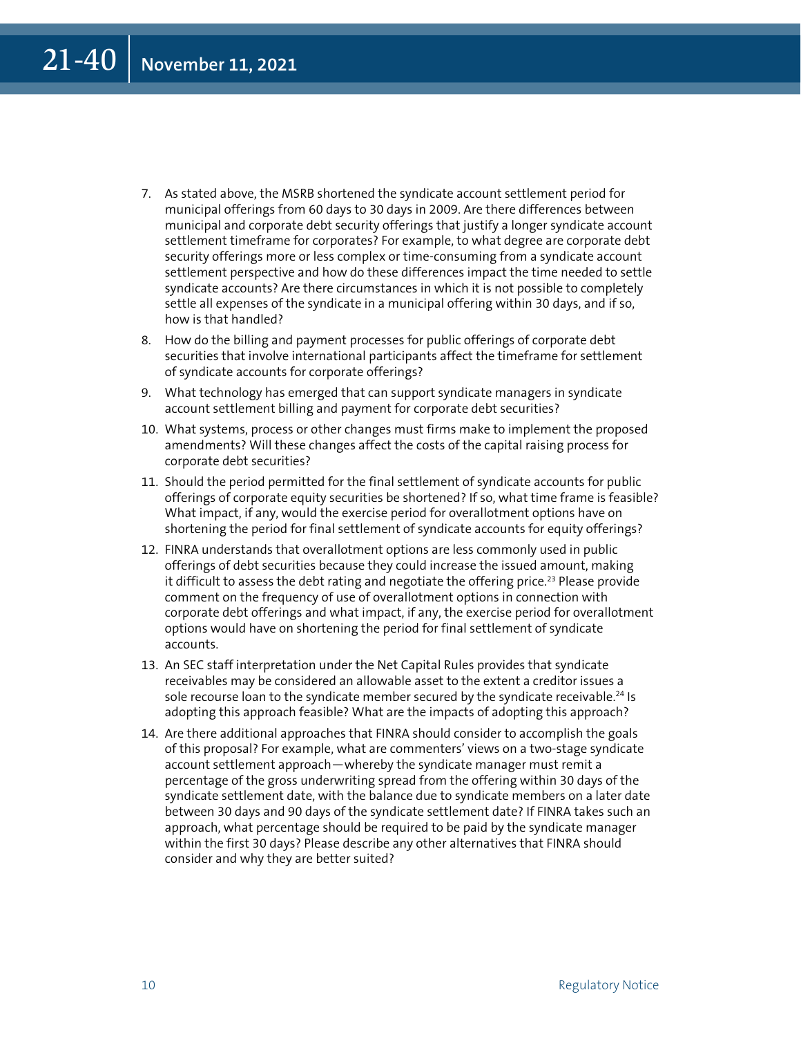7. As stated above, the MSRB shortened the syndicate account settlement period for municipal offerings from 60 days to 30 days in 2009. Are there differences between municipal and corporate debt security offerings that justify a longer syndicate account settlement timeframe for corporates? For example, to what degree are corporate debt security offerings more or less complex or time-consuming from a syndicate account settlement perspective and how do these differences impact the time needed to settle syndicate accounts? Are there circumstances in which it is not possible to completely settle all expenses of the syndicate in a municipal offering within 30 days, and if so, how is that handled?
8. How do the billing and payment processes for public offerings of corporate debt securities that involve international participants affect the timeframe for settlement of syndicate accounts for corporate offerings?
9. What technology has emerged that can support syndicate managers in syndicate account settlement billing and payment for corporate debt securities?
10. What systems, process or other changes must firms make to implement the proposed amendments? Will these changes affect the costs of the capital raising process for corporate debt securities?
11. Should the period permitted for the final settlement of syndicate accounts for public offerings of corporate equity securities be shortened? If so, what time frame is feasible? What impact, if any, would the exercise period for overallotment options have on shortening the period for final settlement of syndicate accounts for equity offerings?
12. FINRA understands that overallotment options are less commonly used in public offerings of debt securities because they could increase the issued amount, making it difficult to assess the debt rating and negotiate the offering price.[23] Please provide comment on the frequency of use of overallotment options in connection with corporate debt offerings and what impact, if any, the exercise period for overallotment options would have on shortening the period for final settlement of syndicate accounts.
13. An SEC staff interpretation under the Net Capital Rules provides that syndicate receivables may be considered an allowable asset to the extent a creditor issues a sole recourse loan to the syndicate member secured by the syndicate receivable.[24] Is adopting this approach feasible? What are the impacts of adopting this approach?
14. Are there additional approaches that FINRA should consider to accomplish the goals of this proposal? For example, what are commenters' views on a two-stage syndicate account settlement approach—whereby the syndicate manager must remit a percentage of the gross underwriting spread from the offering within 30 days of the syndicate settlement date, with the balance due to syndicate members on a later date between 30 days and 90 days of the syndicate settlement date? If FINRA takes such an approach, what percentage should be required to be paid by the syndicate manager within the first 30 days? Please describe any other alternatives that FINRA should consider and why they are better suited?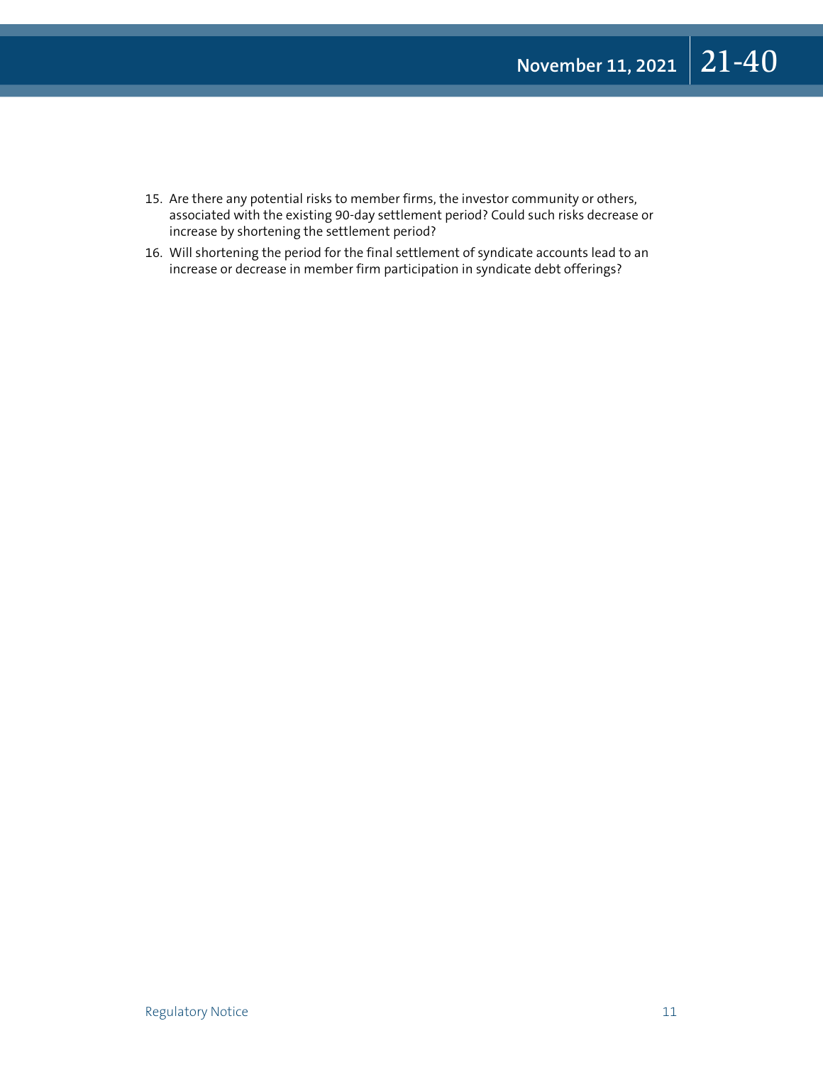15. Are there any potential risks to member firms, the investor community or others, associated with the existing 90-day settlement period? Could such risks decrease or increase by shortening the settlement period?
16. Will shortening the period for the final settlement of syndicate accounts lead to an increase or decrease in member firm participation in syndicate debt offerings?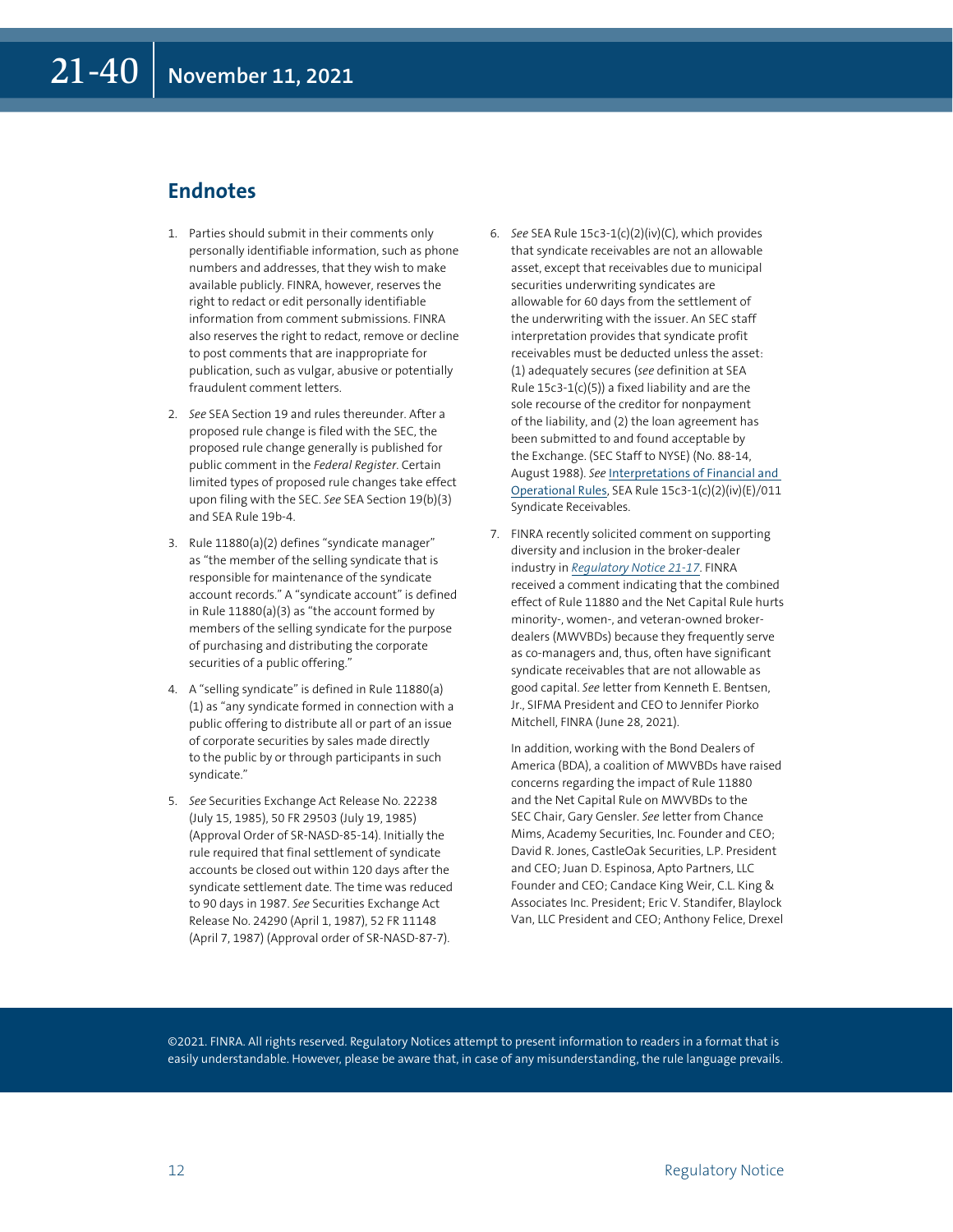## Endnotes

1. Parties should submit in their comments only personally identifiable information, such as phone numbers and addresses, that they wish to make available publicly. FINRA, however, reserves the right to redact or edit personally identifiable information from comment submissions. FINRA also reserves the right to redact, remove or decline to post comments that are inappropriate for publication, such as vulgar, abusive or potentially fraudulent comment letters.

2. *See* SEA Section 19 and rules thereunder. After a proposed rule change is filed with the SEC, the proposed rule change generally is published for public comment in the *Federal Register*. Certain limited types of proposed rule changes take effect upon filing with the SEC. *See* SEA Section 19(b)(3) and SEA Rule 19b-4.

3. Rule 11880(a)(2) defines "syndicate manager" as "the member of the selling syndicate that is responsible for maintenance of the syndicate account records." A "syndicate account" is defined in Rule 11880(a)(3) as "the account formed by members of the selling syndicate for the purpose of purchasing and distributing the corporate securities of a public offering."

4. A "selling syndicate" is defined in Rule 11880(a)(1) as "any syndicate formed in connection with a public offering to distribute all or part of an issue of corporate securities by sales made directly to the public by or through participants in such syndicate."

5. *See* Securities Exchange Act Release No. 22238 (July 15, 1985), 50 FR 29503 (July 19, 1985) (Approval Order of SR-NASD-85-14). Initially the rule required that final settlement of syndicate accounts be closed out within 120 days after the syndicate settlement date. The time was reduced to 90 days in 1987. *See* Securities Exchange Act Release No. 24290 (April 1, 1987), 52 FR 11148 (April 7, 1987) (Approval order of SR-NASD-87-7).

6. *See* SEA Rule 15c3-1(c)(2)(iv)(C), which provides that syndicate receivables are not an allowable asset, except that receivables due to municipal securities underwriting syndicates are allowable for 60 days from the settlement of the underwriting with the issuer. An SEC staff interpretation provides that syndicate profit receivables must be deducted unless the asset: (1) adequately secures (*see* definition at SEA Rule 15c3-1(c)(5)) a fixed liability and are the sole recourse of the creditor for nonpayment of the liability, and (2) the loan agreement has been submitted to and found acceptable by the Exchange. (SEC Staff to NYSE) (No. 88-14, August 1988). *See* Interpretations of Financial and Operational Rules, SEA Rule 15c3-1(c)(2)(iv)(E)/011 Syndicate Receivables.

7. FINRA recently solicited comment on supporting diversity and inclusion in the broker-dealer industry in *Regulatory Notice 21-17*. FINRA received a comment indicating that the combined effect of Rule 11880 and the Net Capital Rule hurts minority-, women-, and veteran-owned broker-dealers (MWVBDs) because they frequently serve as co-managers and, thus, often have significant syndicate receivables that are not allowable as good capital. *See* letter from Kenneth E. Bentsen, Jr., SIFMA President and CEO to Jennifer Piorko Mitchell, FINRA (June 28, 2021).

   In addition, working with the Bond Dealers of America (BDA), a coalition of MWVBDs have raised concerns regarding the impact of Rule 11880 and the Net Capital Rule on MWVBDs to the SEC Chair, Gary Gensler. *See* letter from Chance Mims, Academy Securities, Inc. Founder and CEO; David R. Jones, CastleOak Securities, L.P. President and CEO; Juan D. Espinosa, Apto Partners, LLC Founder and CEO; Candace King Weir, C.L. King & Associates Inc. President; Eric V. Standifer, Blaylock Van, LLC President and CEO; Anthony Felice, Drexel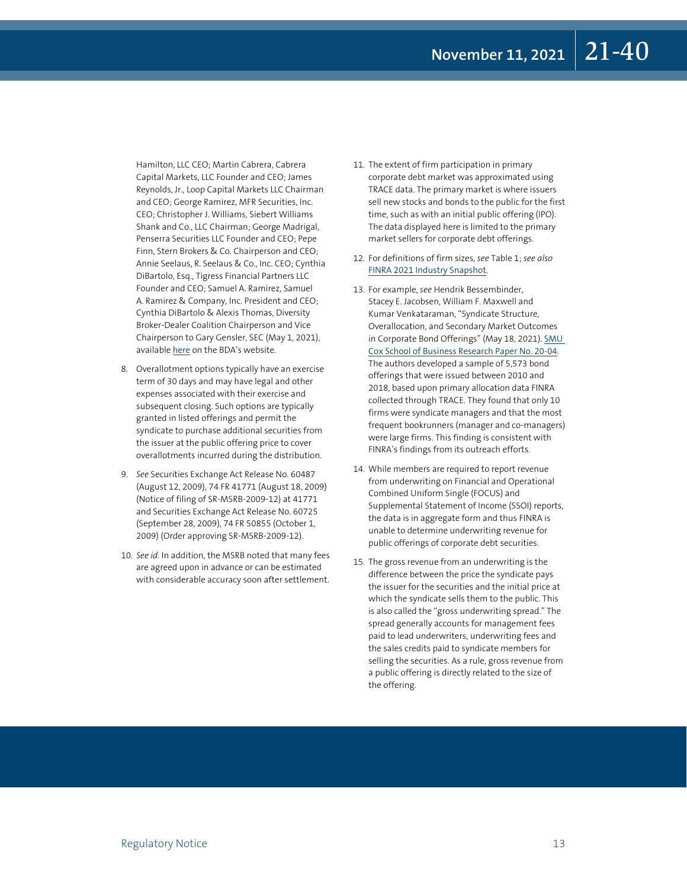Hamilton, LLC CEO; Martin Cabrera, Cabrera Capital Markets, LLC Founder and CEO; James Reynolds, Jr., Loop Capital Markets LLC Chairman and CEO; George Ramirez, MFR Securities, Inc. CEO; Christopher J. Williams, Siebert Williams Shank and Co., LLC Chairman; George Madrigal, Penserra Securities LLC Founder and CEO; Pepe Finn, Stern Brokers & Co. Chairperson and CEO; Annie Seelaus, R. Seelaus & Co., Inc. CEO; Cynthia DiBartolo, Esq., Tigress Financial Partners LLC Founder and CEO; Samuel A. Ramirez, Samuel A. Ramirez & Company, Inc. President and CEO; Cynthia DiBartolo & Alexis Thomas, Diversity Broker-Dealer Coalition Chairperson and Vice Chairperson to Gary Gensler, SEC (May 1, 2021), available here on the BDA's website.

8. Overallotment options typically have an exercise term of 30 days and may have legal and other expenses associated with their exercise and subsequent closing. Such options are typically granted in listed offerings and permit the syndicate to purchase additional securities from the issuer at the public offering price to cover overallotments incurred during the distribution.

9. *See* Securities Exchange Act Release No. 60487 (August 12, 2009), 74 FR 41771 (August 18, 2009) (Notice of filing of SR-MSRB-2009-12) at 41771 and Securities Exchange Act Release No. 60725 (September 28, 2009), 74 FR 50855 (October 1, 2009) (Order approving SR-MSRB-2009-12).

10. *See id.* In addition, the MSRB noted that many fees are agreed upon in advance or can be estimated with considerable accuracy soon after settlement.

11. The extent of firm participation in primary corporate debt market was approximated using TRACE data. The primary market is where issuers sell new stocks and bonds to the public for the first time, such as with an initial public offering (IPO). The data displayed here is limited to the primary market sellers for corporate debt offerings.

12. For definitions of firm sizes, *see* Table 1; *see also* FINRA 2021 Industry Snapshot.

13. For example, *see* Hendrik Bessembinder, Stacey E. Jacobsen, William F. Maxwell and Kumar Venkataraman, "Syndicate Structure, Overallocation, and Secondary Market Outcomes in Corporate Bond Offerings" (May 18, 2021). SMU Cox School of Business Research Paper No. 20-04. The authors developed a sample of 5,573 bond offerings that were issued between 2010 and 2018, based upon primary allocation data FINRA collected through TRACE. They found that only 10 firms were syndicate managers and that the most frequent bookrunners (manager and co-managers) were large firms. This finding is consistent with FINRA's findings from its outreach efforts.

14. While members are required to report revenue from underwriting on Financial and Operational Combined Uniform Single (FOCUS) and Supplemental Statement of Income (SSOI) reports, the data is in aggregate form and thus FINRA is unable to determine underwriting revenue for public offerings of corporate debt securities.

15. The gross revenue from an underwriting is the difference between the price the syndicate pays the issuer for the securities and the initial price at which the syndicate sells them to the public. This is also called the "gross underwriting spread." The spread generally accounts for management fees paid to lead underwriters, underwriting fees and the sales credits paid to syndicate members for selling the securities. As a rule, gross revenue from a public offering is directly related to the size of the offering.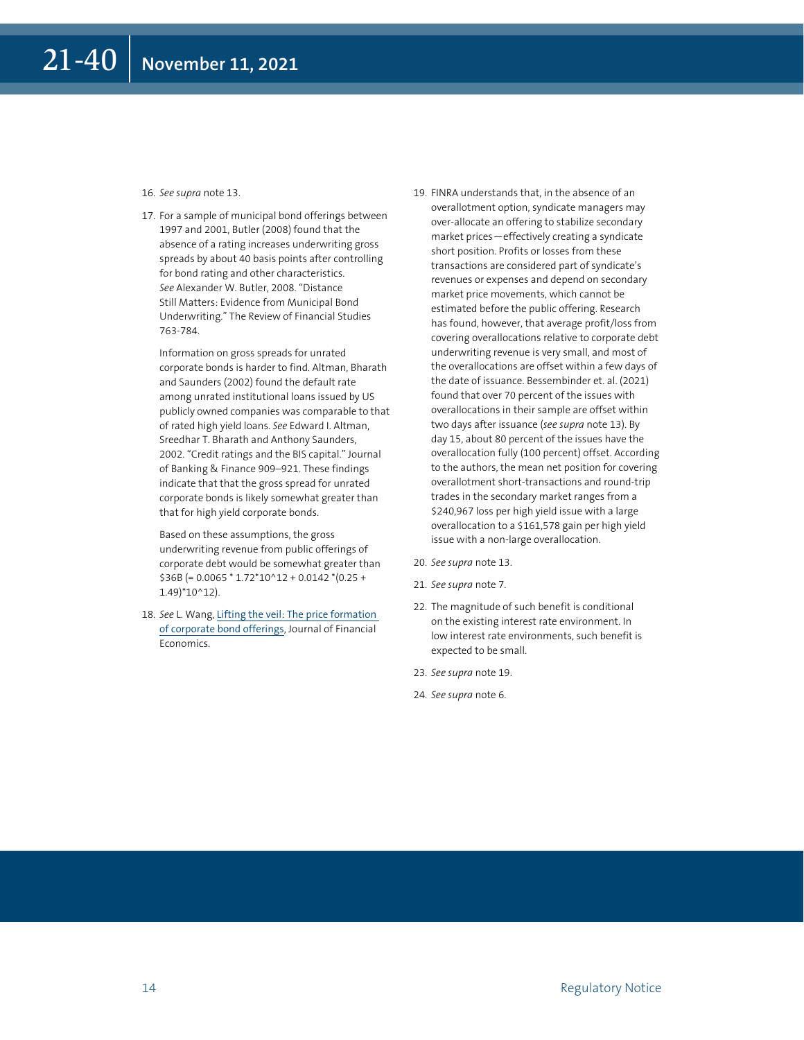16. *See supra* note 13.

17. For a sample of municipal bond offerings between 1997 and 2001, Butler (2008) found that the absence of a rating increases underwriting gross spreads by about 40 basis points after controlling for bond rating and other characteristics. *See* Alexander W. Butler, 2008. "Distance Still Matters: Evidence from Municipal Bond Underwriting." The Review of Financial Studies 763-784.

    Information on gross spreads for unrated corporate bonds is harder to find. Altman, Bharath and Saunders (2002) found the default rate among unrated institutional loans issued by US publicly owned companies was comparable to that of rated high yield loans. *See* Edward I. Altman, Sreedhar T. Bharath and Anthony Saunders, 2002. "Credit ratings and the BIS capital." Journal of Banking & Finance 909–921. These findings indicate that that the gross spread for unrated corporate bonds is likely somewhat greater than that for high yield corporate bonds.

    Based on these assumptions, the gross underwriting revenue from public offerings of corporate debt would be somewhat greater than \$36B (= 0.0065 * 1.72*10^12 + 0.0142 *(0.25 + 1.49)*10^12).

18. *See* L. Wang, [Lifting the veil: The price formation of corporate bond offerings](), Journal of Financial Economics.

19. FINRA understands that, in the absence of an overallotment option, syndicate managers may over-allocate an offering to stabilize secondary market prices—effectively creating a syndicate short position. Profits or losses from these transactions are considered part of syndicate's revenues or expenses and depend on secondary market price movements, which cannot be estimated before the public offering. Research has found, however, that average profit/loss from covering overallocations relative to corporate debt underwriting revenue is very small, and most of the overallocations are offset within a few days of the date of issuance. Bessembinder et. al. (2021) found that over 70 percent of the issues with overallocations in their sample are offset within two days after issuance (*see supra* note 13). By day 15, about 80 percent of the issues have the overallocation fully (100 percent) offset. According to the authors, the mean net position for covering overallotment short-transactions and round-trip trades in the secondary market ranges from a \$240,967 loss per high yield issue with a large overallocation to a \$161,578 gain per high yield issue with a non-large overallocation.

20. *See supra* note 13.

21. *See supra* note 7.

22. The magnitude of such benefit is conditional on the existing interest rate environment. In low interest rate environments, such benefit is expected to be small.

23. *See supra* note 19.

24. *See supra* note 6.